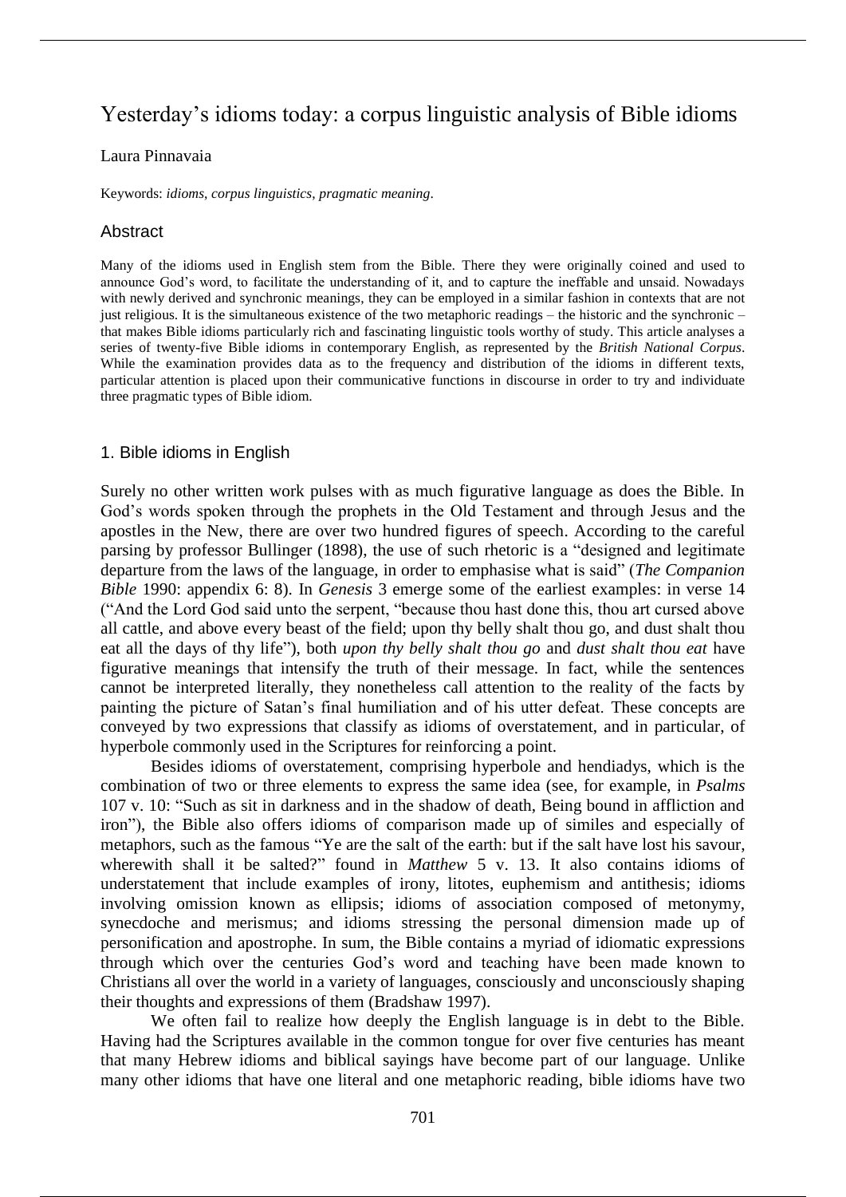# Yesterday's idioms today: a corpus linguistic analysis of Bible idioms

Laura Pinnavaia

Keywords: *idioms*, *corpus linguistics*, *pragmatic meaning*.

## Abstract

Many of the idioms used in English stem from the Bible. There they were originally coined and used to announce God's word, to facilitate the understanding of it, and to capture the ineffable and unsaid. Nowadays with newly derived and synchronic meanings, they can be employed in a similar fashion in contexts that are not just religious. It is the simultaneous existence of the two metaphoric readings – the historic and the synchronic – that makes Bible idioms particularly rich and fascinating linguistic tools worthy of study. This article analyses a series of twenty-five Bible idioms in contemporary English, as represented by the *British National Corpus*. While the examination provides data as to the frequency and distribution of the idioms in different texts, particular attention is placed upon their communicative functions in discourse in order to try and individuate three pragmatic types of Bible idiom.

## 1. Bible idioms in English

Surely no other written work pulses with as much figurative language as does the Bible. In God's words spoken through the prophets in the Old Testament and through Jesus and the apostles in the New, there are over two hundred figures of speech. According to the careful parsing by professor Bullinger (1898), the use of such rhetoric is a "designed and legitimate departure from the laws of the language, in order to emphasise what is said" (*The Companion Bible* 1990: appendix 6: 8). In *Genesis* 3 emerge some of the earliest examples: in verse 14 ("And the Lord God said unto the serpent, "because thou hast done this, thou art cursed above all cattle, and above every beast of the field; upon thy belly shalt thou go, and dust shalt thou eat all the days of thy life"), both *upon thy belly shalt thou go* and *dust shalt thou eat* have figurative meanings that intensify the truth of their message. In fact, while the sentences cannot be interpreted literally, they nonetheless call attention to the reality of the facts by painting the picture of Satan's final humiliation and of his utter defeat. These concepts are conveyed by two expressions that classify as idioms of overstatement, and in particular, of hyperbole commonly used in the Scriptures for reinforcing a point.

Besides idioms of overstatement, comprising hyperbole and hendiadys, which is the combination of two or three elements to express the same idea (see, for example, in *Psalms* 107 v. 10: "Such as sit in darkness and in the shadow of death, Being bound in affliction and iron"), the Bible also offers idioms of comparison made up of similes and especially of metaphors, such as the famous "Ye are the salt of the earth: but if the salt have lost his savour, wherewith shall it be salted?" found in *Matthew* 5 v. 13. It also contains idioms of understatement that include examples of irony, litotes, euphemism and antithesis; idioms involving omission known as ellipsis; idioms of association composed of metonymy, synecdoche and merismus; and idioms stressing the personal dimension made up of personification and apostrophe. In sum, the Bible contains a myriad of idiomatic expressions through which over the centuries God's word and teaching have been made known to Christians all over the world in a variety of languages, consciously and unconsciously shaping their thoughts and expressions of them (Bradshaw 1997).

We often fail to realize how deeply the English language is in debt to the Bible. Having had the Scriptures available in the common tongue for over five centuries has meant that many Hebrew idioms and biblical sayings have become part of our language. Unlike many other idioms that have one literal and one metaphoric reading, bible idioms have two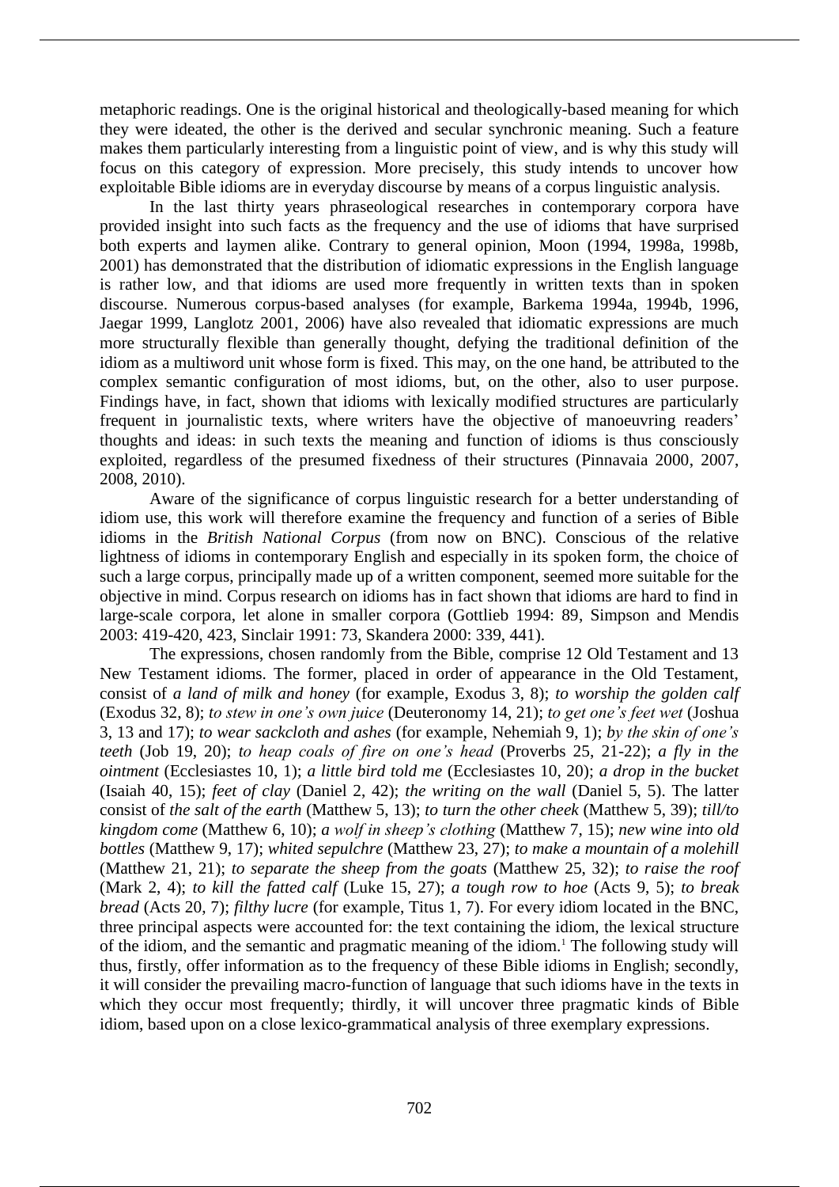metaphoric readings. One is the original historical and theologically-based meaning for which they were ideated, the other is the derived and secular synchronic meaning. Such a feature makes them particularly interesting from a linguistic point of view, and is why this study will focus on this category of expression. More precisely, this study intends to uncover how exploitable Bible idioms are in everyday discourse by means of a corpus linguistic analysis.

In the last thirty years phraseological researches in contemporary corpora have provided insight into such facts as the frequency and the use of idioms that have surprised both experts and laymen alike. Contrary to general opinion, Moon (1994, 1998a, 1998b, 2001) has demonstrated that the distribution of idiomatic expressions in the English language is rather low, and that idioms are used more frequently in written texts than in spoken discourse. Numerous corpus-based analyses (for example, Barkema 1994a, 1994b, 1996, Jaegar 1999, Langlotz 2001, 2006) have also revealed that idiomatic expressions are much more structurally flexible than generally thought, defying the traditional definition of the idiom as a multiword unit whose form is fixed. This may, on the one hand, be attributed to the complex semantic configuration of most idioms, but, on the other, also to user purpose. Findings have, in fact, shown that idioms with lexically modified structures are particularly frequent in journalistic texts, where writers have the objective of manoeuvring readers' thoughts and ideas: in such texts the meaning and function of idioms is thus consciously exploited, regardless of the presumed fixedness of their structures (Pinnavaia 2000, 2007, 2008, 2010).

Aware of the significance of corpus linguistic research for a better understanding of idiom use, this work will therefore examine the frequency and function of a series of Bible idioms in the *British National Corpus* (from now on BNC). Conscious of the relative lightness of idioms in contemporary English and especially in its spoken form, the choice of such a large corpus, principally made up of a written component, seemed more suitable for the objective in mind. Corpus research on idioms has in fact shown that idioms are hard to find in large-scale corpora, let alone in smaller corpora (Gottlieb 1994: 89, Simpson and Mendis 2003: 419-420, 423, Sinclair 1991: 73, Skandera 2000: 339, 441).

The expressions, chosen randomly from the Bible, comprise 12 Old Testament and 13 New Testament idioms. The former, placed in order of appearance in the Old Testament, consist of *a land of milk and honey* (for example, Exodus 3, 8); *to worship the golden calf* (Exodus 32, 8); *to stew in one's own juice* (Deuteronomy 14, 21); *to get one's feet wet* (Joshua 3, 13 and 17); *to wear sackcloth and ashes* (for example, Nehemiah 9, 1); *by the skin of one's teeth* (Job 19, 20); *to heap coals of fire on one's head* (Proverbs 25, 21-22); *a fly in the ointment* (Ecclesiastes 10, 1); *a little bird told me* (Ecclesiastes 10, 20); *a drop in the bucket* (Isaiah 40, 15); *feet of clay* (Daniel 2, 42); *the writing on the wall* (Daniel 5, 5). The latter consist of *the salt of the earth* (Matthew 5, 13); *to turn the other cheek* (Matthew 5, 39); *till/to kingdom come* (Matthew 6, 10); *a wolf in sheep's clothing* (Matthew 7, 15); *new wine into old bottles* (Matthew 9, 17); *whited sepulchre* (Matthew 23, 27); *to make a mountain of a molehill* (Matthew 21, 21); *to separate the sheep from the goats* (Matthew 25, 32); *to raise the roof* (Mark 2, 4); *to kill the fatted calf* (Luke 15, 27); *a tough row to hoe* (Acts 9, 5); *to break bread* (Acts 20, 7); *filthy lucre* (for example, Titus 1, 7). For every idiom located in the BNC, three principal aspects were accounted for: the text containing the idiom, the lexical structure of the idiom, and the semantic and pragmatic meaning of the idiom.[1] The following study will thus, firstly, offer information as to the frequency of these Bible idioms in English; secondly, it will consider the prevailing macro-function of language that such idioms have in the texts in which they occur most frequently; thirdly, it will uncover three pragmatic kinds of Bible idiom, based upon on a close lexico-grammatical analysis of three exemplary expressions.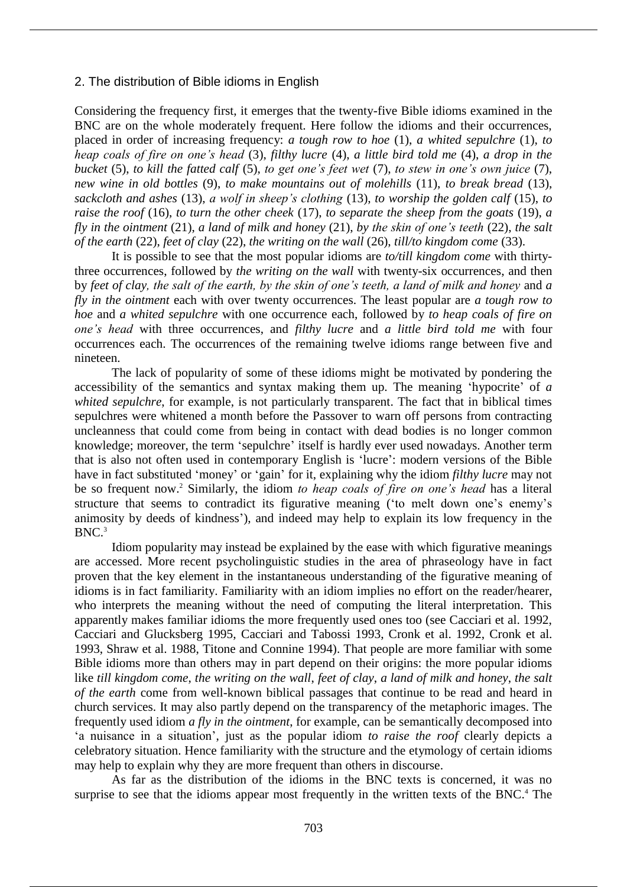## 2. The distribution of Bible idioms in English

Considering the frequency first, it emerges that the twenty-five Bible idioms examined in the BNC are on the whole moderately frequent. Here follow the idioms and their occurrences, placed in order of increasing frequency: *a tough row to hoe* (1), *a whited sepulchre* (1), *to heap coals of fire on one's head* (3), *filthy lucre* (4), *a little bird told me* (4), *a drop in the bucket* (5), *to kill the fatted calf* (5), *to get one's feet wet* (7), *to stew in one's own juice* (7), *new wine in old bottles* (9), *to make mountains out of molehills* (11), *to break bread* (13), *sackcloth and ashes* (13), *a wolf in sheep's clothing* (13), *to worship the golden calf* (15), *to raise the roof* (16), *to turn the other cheek* (17), *to separate the sheep from the goats* (19), *a fly in the ointment* (21), *a land of milk and honey* (21), *by the skin of one's teeth* (22), *the salt of the earth* (22), *feet of clay* (22), *the writing on the wall* (26), *till/to kingdom come* (33).

It is possible to see that the most popular idioms are *to/till kingdom come* with thirty-three occurrences, followed by *the writing on the wall* with twenty-six occurrences, and then by *feet of clay, the salt of the earth, by the skin of one's teeth, a land of milk and honey* and *a fly in the ointment* each with over twenty occurrences. The least popular are *a tough row to hoe* and *a whited sepulchre* with one occurrence each, followed by *to heap coals of fire on one's head* with three occurrences, and *filthy lucre* and *a little bird told me* with four occurrences each. The occurrences of the remaining twelve idioms range between five and nineteen.

The lack of popularity of some of these idioms might be motivated by pondering the accessibility of the semantics and syntax making them up. The meaning 'hypocrite' of *a whited sepulchre*, for example, is not particularly transparent. The fact that in biblical times sepulchres were whitened a month before the Passover to warn off persons from contracting uncleanness that could come from being in contact with dead bodies is no longer common knowledge; moreover, the term 'sepulchre' itself is hardly ever used nowadays. Another term that is also not often used in contemporary English is 'lucre': modern versions of the Bible have in fact substituted 'money' or 'gain' for it, explaining why the idiom *filthy lucre* may not be so frequent now.[2] Similarly, the idiom *to heap coals of fire on one's head* has a literal structure that seems to contradict its figurative meaning ('to melt down one's enemy's animosity by deeds of kindness'), and indeed may help to explain its low frequency in the BNC.[3]

Idiom popularity may instead be explained by the ease with which figurative meanings are accessed. More recent psycholinguistic studies in the area of phraseology have in fact proven that the key element in the instantaneous understanding of the figurative meaning of idioms is in fact familiarity. Familiarity with an idiom implies no effort on the reader/hearer, who interprets the meaning without the need of computing the literal interpretation. This apparently makes familiar idioms the more frequently used ones too (see Cacciari et al. 1992, Cacciari and Glucksberg 1995, Cacciari and Tabossi 1993, Cronk et al. 1992, Cronk et al. 1993, Shraw et al. 1988, Titone and Connine 1994). That people are more familiar with some Bible idioms more than others may in part depend on their origins: the more popular idioms like *till kingdom come*, *the writing on the wall*, *feet of clay*, *a land of milk and honey*, *the salt of the earth* come from well-known biblical passages that continue to be read and heard in church services. It may also partly depend on the transparency of the metaphoric images. The frequently used idiom *a fly in the ointment*, for example, can be semantically decomposed into 'a nuisance in a situation', just as the popular idiom *to raise the roof* clearly depicts a celebratory situation. Hence familiarity with the structure and the etymology of certain idioms may help to explain why they are more frequent than others in discourse.

As far as the distribution of the idioms in the BNC texts is concerned, it was no surprise to see that the idioms appear most frequently in the written texts of the BNC.[4] The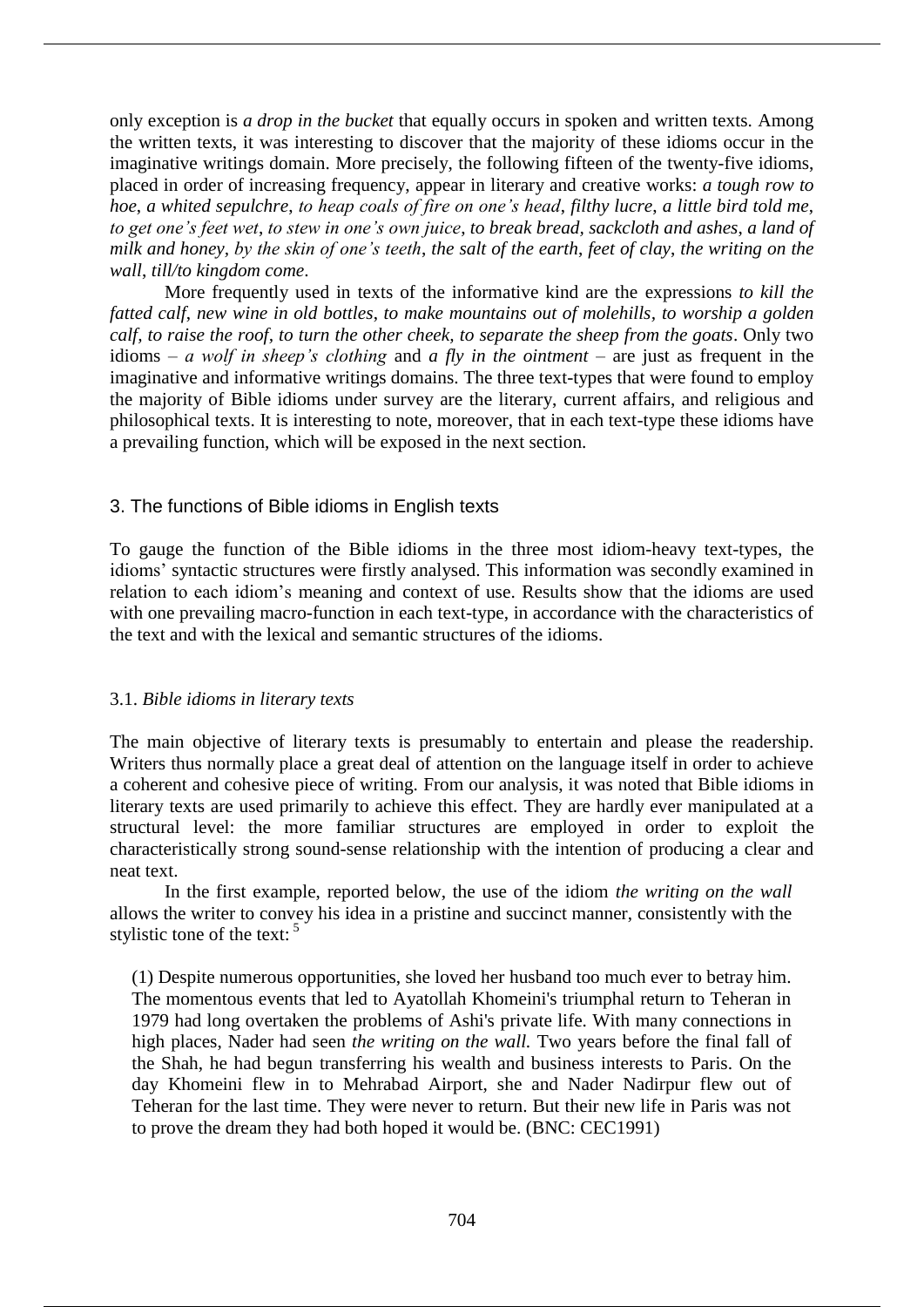only exception is *a drop in the bucket* that equally occurs in spoken and written texts. Among the written texts, it was interesting to discover that the majority of these idioms occur in the imaginative writings domain. More precisely, the following fifteen of the twenty-five idioms, placed in order of increasing frequency, appear in literary and creative works: *a tough row to hoe*, *a whited sepulchre*, *to heap coals of fire on one's head*, *filthy lucre*, *a little bird told me*, *to get one's feet wet*, *to stew in one's own juice*, *to break bread*, *sackcloth and ashes*, *a land of milk and honey*, *by the skin of one's teeth*, *the salt of the earth*, *feet of clay*, *the writing on the wall*, *till/to kingdom come*.

More frequently used in texts of the informative kind are the expressions *to kill the fatted calf*, *new wine in old bottles*, *to make mountains out of molehills*, *to worship a golden calf*, *to raise the roof*, *to turn the other cheek*, *to separate the sheep from the goats*. Only two idioms – *a wolf in sheep's clothing* and *a fly in the ointment* – are just as frequent in the imaginative and informative writings domains. The three text-types that were found to employ the majority of Bible idioms under survey are the literary, current affairs, and religious and philosophical texts. It is interesting to note, moreover, that in each text-type these idioms have a prevailing function, which will be exposed in the next section.

## 3. The functions of Bible idioms in English texts

To gauge the function of the Bible idioms in the three most idiom-heavy text-types, the idioms' syntactic structures were firstly analysed. This information was secondly examined in relation to each idiom's meaning and context of use. Results show that the idioms are used with one prevailing macro-function in each text-type, in accordance with the characteristics of the text and with the lexical and semantic structures of the idioms.

### 3.1. *Bible idioms in literary texts*

The main objective of literary texts is presumably to entertain and please the readership. Writers thus normally place a great deal of attention on the language itself in order to achieve a coherent and cohesive piece of writing. From our analysis, it was noted that Bible idioms in literary texts are used primarily to achieve this effect. They are hardly ever manipulated at a structural level: the more familiar structures are employed in order to exploit the characteristically strong sound-sense relationship with the intention of producing a clear and neat text.

In the first example, reported below, the use of the idiom *the writing on the wall* allows the writer to convey his idea in a pristine and succinct manner, consistently with the stylistic tone of the text: [5]

> (1) Despite numerous opportunities, she loved her husband too much ever to betray him. The momentous events that led to Ayatollah Khomeini's triumphal return to Teheran in 1979 had long overtaken the problems of Ashi's private life. With many connections in high places, Nader had seen *the writing on the wall.* Two years before the final fall of the Shah, he had begun transferring his wealth and business interests to Paris. On the day Khomeini flew in to Mehrabad Airport, she and Nader Nadirpur flew out of Teheran for the last time. They were never to return. But their new life in Paris was not to prove the dream they had both hoped it would be. (BNC: CEC1991)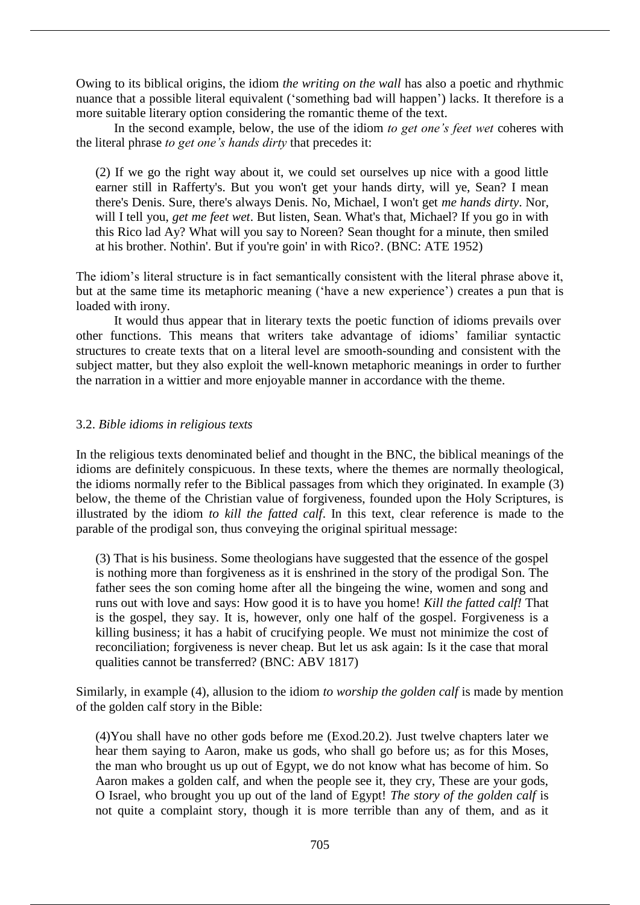Owing to its biblical origins, the idiom *the writing on the wall* has also a poetic and rhythmic nuance that a possible literal equivalent ('something bad will happen') lacks. It therefore is a more suitable literary option considering the romantic theme of the text.

In the second example, below, the use of the idiom *to get one's feet wet* coheres with the literal phrase *to get one's hands dirty* that precedes it:

> (2) If we go the right way about it, we could set ourselves up nice with a good little earner still in Rafferty's. But you won't get your hands dirty, will ye, Sean? I mean there's Denis. Sure, there's always Denis. No, Michael, I won't get *me hands dirty*. Nor, will I tell you, *get me feet wet*. But listen, Sean. What's that, Michael? If you go in with this Rico lad Ay? What will you say to Noreen? Sean thought for a minute, then smiled at his brother. Nothin'. But if you're goin' in with Rico?. (BNC: ATE 1952)

The idiom's literal structure is in fact semantically consistent with the literal phrase above it, but at the same time its metaphoric meaning ('have a new experience') creates a pun that is loaded with irony.

It would thus appear that in literary texts the poetic function of idioms prevails over other functions. This means that writers take advantage of idioms' familiar syntactic structures to create texts that on a literal level are smooth-sounding and consistent with the subject matter, but they also exploit the well-known metaphoric meanings in order to further the narration in a wittier and more enjoyable manner in accordance with the theme.

### 3.2. *Bible idioms in religious texts*

In the religious texts denominated belief and thought in the BNC, the biblical meanings of the idioms are definitely conspicuous. In these texts, where the themes are normally theological, the idioms normally refer to the Biblical passages from which they originated. In example (3) below, the theme of the Christian value of forgiveness, founded upon the Holy Scriptures, is illustrated by the idiom *to kill the fatted calf*. In this text, clear reference is made to the parable of the prodigal son, thus conveying the original spiritual message:

> (3) That is his business. Some theologians have suggested that the essence of the gospel is nothing more than forgiveness as it is enshrined in the story of the prodigal Son. The father sees the son coming home after all the bingeing the wine, women and song and runs out with love and says: How good it is to have you home! *Kill the fatted calf!* That is the gospel, they say. It is, however, only one half of the gospel. Forgiveness is a killing business; it has a habit of crucifying people. We must not minimize the cost of reconciliation; forgiveness is never cheap. But let us ask again: Is it the case that moral qualities cannot be transferred? (BNC: ABV 1817)

Similarly, in example (4), allusion to the idiom *to worship the golden calf* is made by mention of the golden calf story in the Bible:

> (4)You shall have no other gods before me (Exod.20.2). Just twelve chapters later we hear them saying to Aaron, make us gods, who shall go before us; as for this Moses, the man who brought us up out of Egypt, we do not know what has become of him. So Aaron makes a golden calf, and when the people see it, they cry, These are your gods, O Israel, who brought you up out of the land of Egypt! *The story of the golden calf* is not quite a complaint story, though it is more terrible than any of them, and as it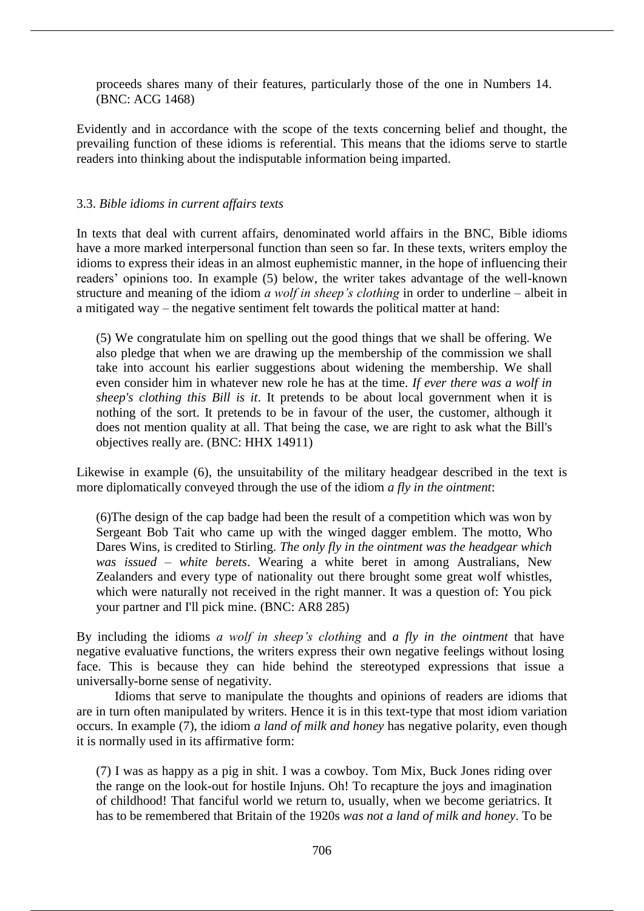proceeds shares many of their features, particularly those of the one in Numbers 14. (BNC: ACG 1468)

Evidently and in accordance with the scope of the texts concerning belief and thought, the prevailing function of these idioms is referential. This means that the idioms serve to startle readers into thinking about the indisputable information being imparted.

### 3.3. *Bible idioms in current affairs texts*

In texts that deal with current affairs, denominated world affairs in the BNC, Bible idioms have a more marked interpersonal function than seen so far. In these texts, writers employ the idioms to express their ideas in an almost euphemistic manner, in the hope of influencing their readers' opinions too. In example (5) below, the writer takes advantage of the well-known structure and meaning of the idiom *a wolf in sheep's clothing* in order to underline – albeit in a mitigated way – the negative sentiment felt towards the political matter at hand:

> (5) We congratulate him on spelling out the good things that we shall be offering. We also pledge that when we are drawing up the membership of the commission we shall take into account his earlier suggestions about widening the membership. We shall even consider him in whatever new role he has at the time. *If ever there was a wolf in sheep's clothing this Bill is it*. It pretends to be about local government when it is nothing of the sort. It pretends to be in favour of the user, the customer, although it does not mention quality at all. That being the case, we are right to ask what the Bill's objectives really are. (BNC: HHX 14911)

Likewise in example (6), the unsuitability of the military headgear described in the text is more diplomatically conveyed through the use of the idiom *a fly in the ointment*:

> (6)The design of the cap badge had been the result of a competition which was won by Sergeant Bob Tait who came up with the winged dagger emblem. The motto, Who Dares Wins, is credited to Stirling. *The only fly in the ointment was the headgear which was issued – white berets*. Wearing a white beret in among Australians, New Zealanders and every type of nationality out there brought some great wolf whistles, which were naturally not received in the right manner. It was a question of: You pick your partner and I'll pick mine. (BNC: AR8 285)

By including the idioms *a wolf in sheep's clothing* and *a fly in the ointment* that have negative evaluative functions, the writers express their own negative feelings without losing face. This is because they can hide behind the stereotyped expressions that issue a universally-borne sense of negativity.

Idioms that serve to manipulate the thoughts and opinions of readers are idioms that are in turn often manipulated by writers. Hence it is in this text-type that most idiom variation occurs. In example (7), the idiom *a land of milk and honey* has negative polarity, even though it is normally used in its affirmative form:

> (7) I was as happy as a pig in shit. I was a cowboy. Tom Mix, Buck Jones riding over the range on the look-out for hostile Injuns. Oh! To recapture the joys and imagination of childhood! That fanciful world we return to, usually, when we become geriatrics. It has to be remembered that Britain of the 1920s *was not a land of milk and honey*. To be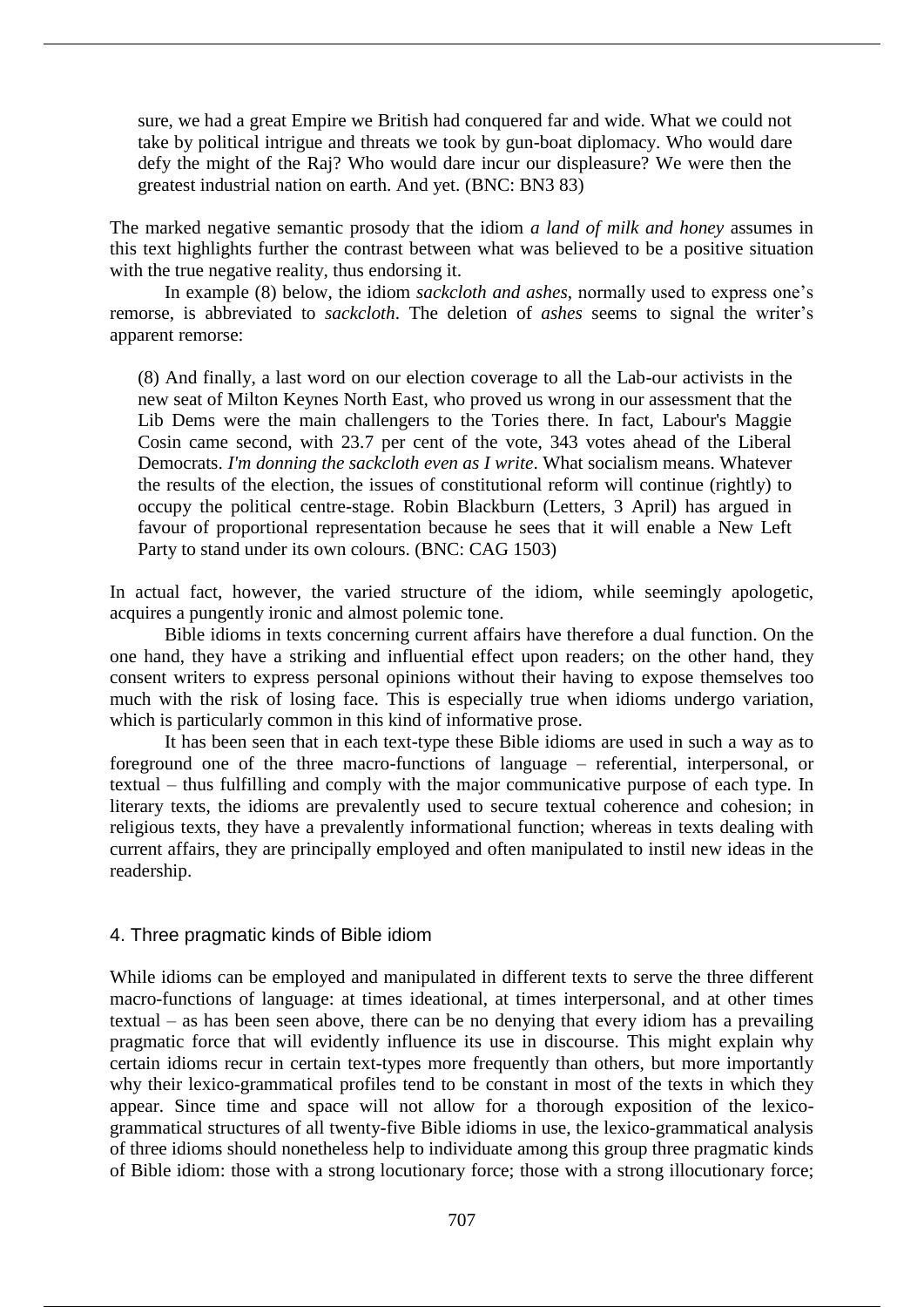sure, we had a great Empire we British had conquered far and wide. What we could not take by political intrigue and threats we took by gun-boat diplomacy. Who would dare defy the might of the Raj? Who would dare incur our displeasure? We were then the greatest industrial nation on earth. And yet. (BNC: BN3 83)

The marked negative semantic prosody that the idiom *a land of milk and honey* assumes in this text highlights further the contrast between what was believed to be a positive situation with the true negative reality, thus endorsing it.

In example (8) below, the idiom *sackcloth and ashes*, normally used to express one's remorse, is abbreviated to *sackcloth*. The deletion of *ashes* seems to signal the writer's apparent remorse:

> (8) And finally, a last word on our election coverage to all the Lab-our activists in the new seat of Milton Keynes North East, who proved us wrong in our assessment that the Lib Dems were the main challengers to the Tories there. In fact, Labour's Maggie Cosin came second, with 23.7 per cent of the vote, 343 votes ahead of the Liberal Democrats. *I'm donning the sackcloth even as I write*. What socialism means. Whatever the results of the election, the issues of constitutional reform will continue (rightly) to occupy the political centre-stage. Robin Blackburn (Letters, 3 April) has argued in favour of proportional representation because he sees that it will enable a New Left Party to stand under its own colours. (BNC: CAG 1503)

In actual fact, however, the varied structure of the idiom, while seemingly apologetic, acquires a pungently ironic and almost polemic tone.

Bible idioms in texts concerning current affairs have therefore a dual function. On the one hand, they have a striking and influential effect upon readers; on the other hand, they consent writers to express personal opinions without their having to expose themselves too much with the risk of losing face. This is especially true when idioms undergo variation, which is particularly common in this kind of informative prose.

It has been seen that in each text-type these Bible idioms are used in such a way as to foreground one of the three macro-functions of language – referential, interpersonal, or textual – thus fulfilling and comply with the major communicative purpose of each type. In literary texts, the idioms are prevalently used to secure textual coherence and cohesion; in religious texts, they have a prevalently informational function; whereas in texts dealing with current affairs, they are principally employed and often manipulated to instil new ideas in the readership.

## 4. Three pragmatic kinds of Bible idiom

While idioms can be employed and manipulated in different texts to serve the three different macro-functions of language: at times ideational, at times interpersonal, and at other times textual – as has been seen above, there can be no denying that every idiom has a prevailing pragmatic force that will evidently influence its use in discourse. This might explain why certain idioms recur in certain text-types more frequently than others, but more importantly why their lexico-grammatical profiles tend to be constant in most of the texts in which they appear. Since time and space will not allow for a thorough exposition of the lexico-grammatical structures of all twenty-five Bible idioms in use, the lexico-grammatical analysis of three idioms should nonetheless help to individuate among this group three pragmatic kinds of Bible idiom: those with a strong locutionary force; those with a strong illocutionary force;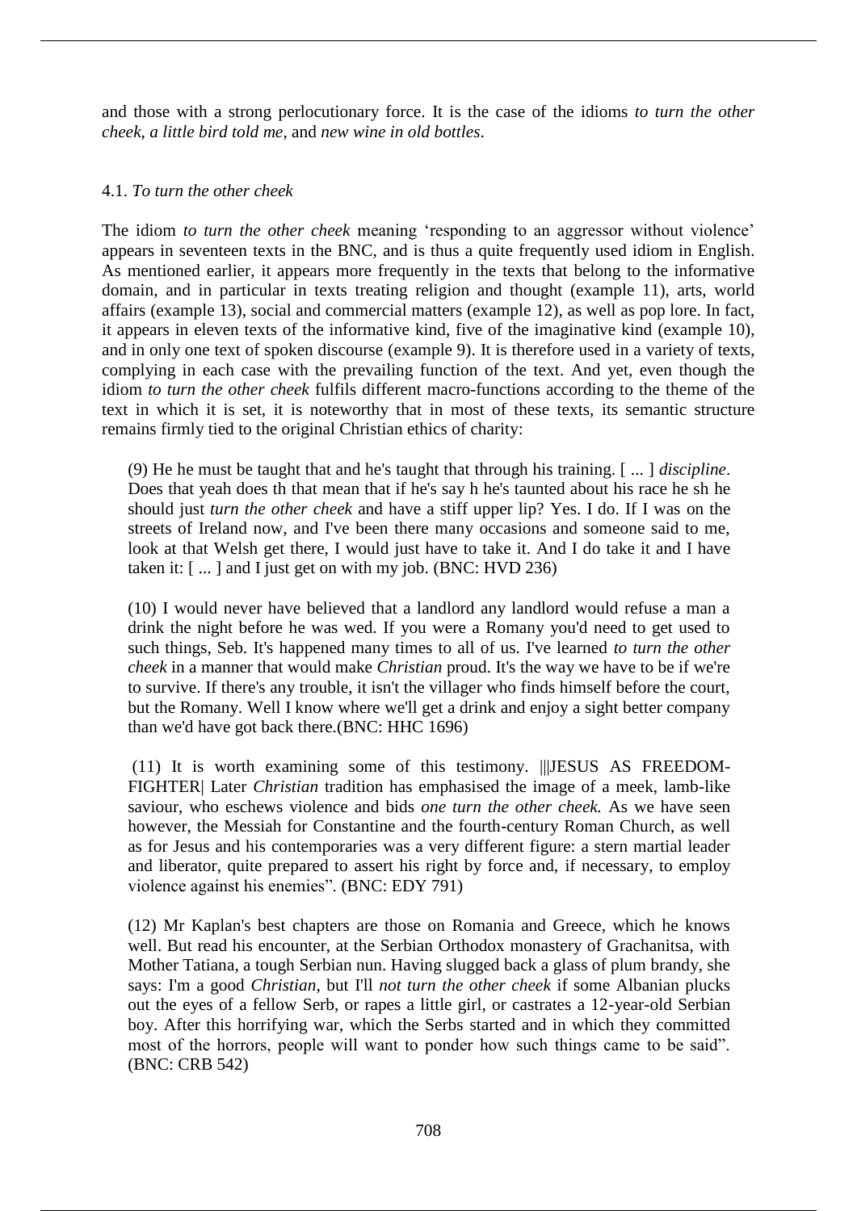and those with a strong perlocutionary force. It is the case of the idioms *to turn the other cheek*, *a little bird told me*, and *new wine in old bottles*.

### 4.1. *To turn the other cheek*

The idiom *to turn the other cheek* meaning 'responding to an aggressor without violence' appears in seventeen texts in the BNC, and is thus a quite frequently used idiom in English. As mentioned earlier, it appears more frequently in the texts that belong to the informative domain, and in particular in texts treating religion and thought (example 11), arts, world affairs (example 13), social and commercial matters (example 12), as well as pop lore. In fact, it appears in eleven texts of the informative kind, five of the imaginative kind (example 10), and in only one text of spoken discourse (example 9). It is therefore used in a variety of texts, complying in each case with the prevailing function of the text. And yet, even though the idiom *to turn the other cheek* fulfils different macro-functions according to the theme of the text in which it is set, it is noteworthy that in most of these texts, its semantic structure remains firmly tied to the original Christian ethics of charity:

> (9) He he must be taught that and he's taught that through his training. [ ... ] *discipline*. Does that yeah does th that mean that if he's say h he's taunted about his race he sh he should just *turn the other cheek* and have a stiff upper lip? Yes. I do. If I was on the streets of Ireland now, and I've been there many occasions and someone said to me, look at that Welsh get there, I would just have to take it. And I do take it and I have taken it: [ ... ] and I just get on with my job. (BNC: HVD 236)

> (10) I would never have believed that a landlord any landlord would refuse a man a drink the night before he was wed. If you were a Romany you'd need to get used to such things, Seb. It's happened many times to all of us. I've learned *to turn the other cheek* in a manner that would make *Christian* proud. It's the way we have to be if we're to survive. If there's any trouble, it isn't the villager who finds himself before the court, but the Romany. Well I know where we'll get a drink and enjoy a sight better company than we'd have got back there.(BNC: HHC 1696)

> (11) It is worth examining some of this testimony. |||JESUS AS FREEDOM-FIGHTER| Later *Christian* tradition has emphasised the image of a meek, lamb-like saviour, who eschews violence and bids *one turn the other cheek.* As we have seen however, the Messiah for Constantine and the fourth-century Roman Church, as well as for Jesus and his contemporaries was a very different figure: a stern martial leader and liberator, quite prepared to assert his right by force and, if necessary, to employ violence against his enemies". (BNC: EDY 791)

> (12) Mr Kaplan's best chapters are those on Romania and Greece, which he knows well. But read his encounter, at the Serbian Orthodox monastery of Grachanitsa, with Mother Tatiana, a tough Serbian nun. Having slugged back a glass of plum brandy, she says: I'm a good *Christian*, but I'll *not turn the other cheek* if some Albanian plucks out the eyes of a fellow Serb, or rapes a little girl, or castrates a 12-year-old Serbian boy. After this horrifying war, which the Serbs started and in which they committed most of the horrors, people will want to ponder how such things came to be said". (BNC: CRB 542)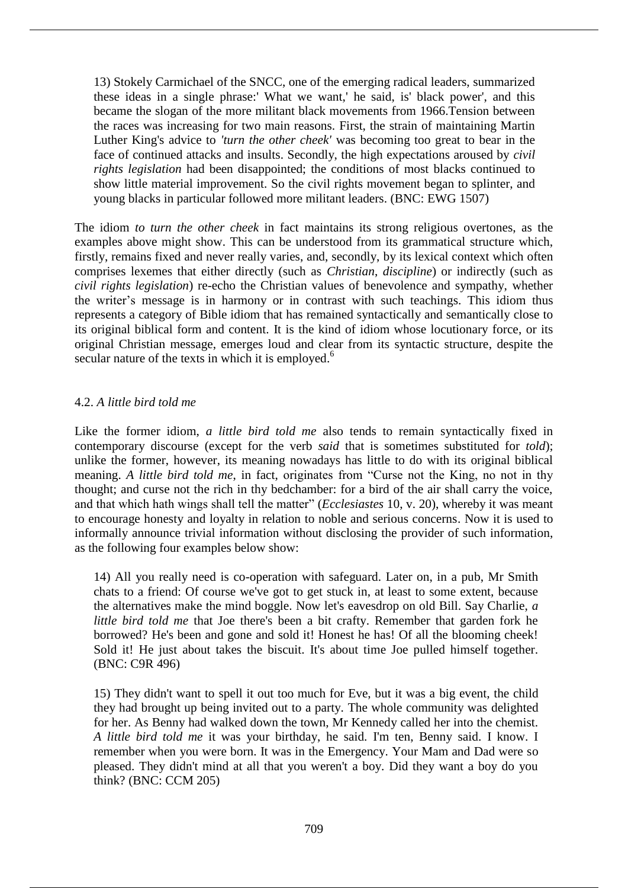> 13) Stokely Carmichael of the SNCC, one of the emerging radical leaders, summarized these ideas in a single phrase:' What we want,' he said, is' black power', and this became the slogan of the more militant black movements from 1966.Tension between the races was increasing for two main reasons. First, the strain of maintaining Martin Luther King's advice to *'turn the other cheek'* was becoming too great to bear in the face of continued attacks and insults. Secondly, the high expectations aroused by *civil rights legislation* had been disappointed; the conditions of most blacks continued to show little material improvement. So the civil rights movement began to splinter, and young blacks in particular followed more militant leaders. (BNC: EWG 1507)

The idiom *to turn the other cheek* in fact maintains its strong religious overtones, as the examples above might show. This can be understood from its grammatical structure which, firstly, remains fixed and never really varies, and, secondly, by its lexical context which often comprises lexemes that either directly (such as *Christian*, *discipline*) or indirectly (such as *civil rights legislation*) re-echo the Christian values of benevolence and sympathy, whether the writer's message is in harmony or in contrast with such teachings. This idiom thus represents a category of Bible idiom that has remained syntactically and semantically close to its original biblical form and content. It is the kind of idiom whose locutionary force, or its original Christian message, emerges loud and clear from its syntactic structure, despite the secular nature of the texts in which it is employed.[6]

### 4.2. *A little bird told me*

Like the former idiom, *a little bird told me* also tends to remain syntactically fixed in contemporary discourse (except for the verb *said* that is sometimes substituted for *told*); unlike the former, however, its meaning nowadays has little to do with its original biblical meaning. *A little bird told me*, in fact, originates from "Curse not the King, no not in thy thought; and curse not the rich in thy bedchamber: for a bird of the air shall carry the voice, and that which hath wings shall tell the matter" (*Ecclesiastes* 10, v. 20), whereby it was meant to encourage honesty and loyalty in relation to noble and serious concerns. Now it is used to informally announce trivial information without disclosing the provider of such information, as the following four examples below show:

> 14) All you really need is co-operation with safeguard. Later on, in a pub, Mr Smith chats to a friend: Of course we've got to get stuck in, at least to some extent, because the alternatives make the mind boggle. Now let's eavesdrop on old Bill. Say Charlie, *a little bird told me* that Joe there's been a bit crafty. Remember that garden fork he borrowed? He's been and gone and sold it! Honest he has! Of all the blooming cheek! Sold it! He just about takes the biscuit. It's about time Joe pulled himself together. (BNC: C9R 496)

> 15) They didn't want to spell it out too much for Eve, but it was a big event, the child they had brought up being invited out to a party. The whole community was delighted for her. As Benny had walked down the town, Mr Kennedy called her into the chemist. *A little bird told me* it was your birthday, he said. I'm ten, Benny said. I know. I remember when you were born. It was in the Emergency. Your Mam and Dad were so pleased. They didn't mind at all that you weren't a boy. Did they want a boy do you think? (BNC: CCM 205)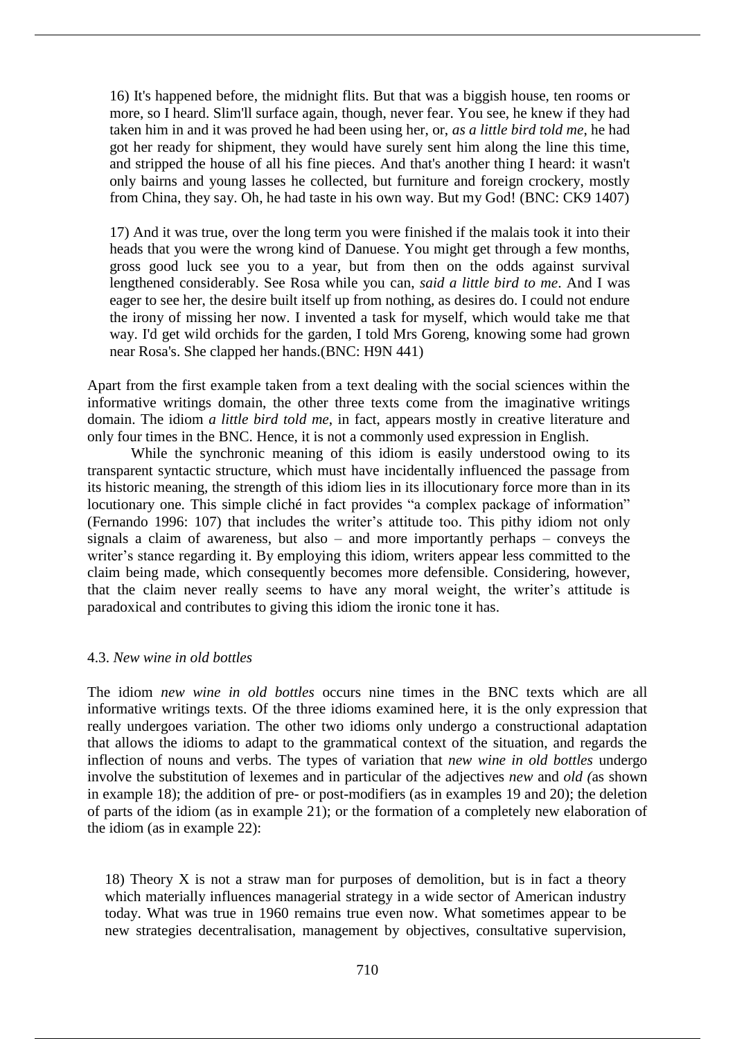16) It's happened before, the midnight flits. But that was a biggish house, ten rooms or more, so I heard. Slim'll surface again, though, never fear. You see, he knew if they had taken him in and it was proved he had been using her, or, *as a little bird told me*, he had got her ready for shipment, they would have surely sent him along the line this time, and stripped the house of all his fine pieces. And that's another thing I heard: it wasn't only bairns and young lasses he collected, but furniture and foreign crockery, mostly from China, they say. Oh, he had taste in his own way. But my God! (BNC: CK9 1407)

17) And it was true, over the long term you were finished if the malais took it into their heads that you were the wrong kind of Danuese. You might get through a few months, gross good luck see you to a year, but from then on the odds against survival lengthened considerably. See Rosa while you can, *said a little bird to me*. And I was eager to see her, the desire built itself up from nothing, as desires do. I could not endure the irony of missing her now. I invented a task for myself, which would take me that way. I'd get wild orchids for the garden, I told Mrs Goreng, knowing some had grown near Rosa's. She clapped her hands.(BNC: H9N 441)

Apart from the first example taken from a text dealing with the social sciences within the informative writings domain, the other three texts come from the imaginative writings domain. The idiom *a little bird told me*, in fact, appears mostly in creative literature and only four times in the BNC. Hence, it is not a commonly used expression in English.

While the synchronic meaning of this idiom is easily understood owing to its transparent syntactic structure, which must have incidentally influenced the passage from its historic meaning, the strength of this idiom lies in its illocutionary force more than in its locutionary one. This simple cliché in fact provides "a complex package of information" (Fernando 1996: 107) that includes the writer's attitude too. This pithy idiom not only signals a claim of awareness, but also – and more importantly perhaps – conveys the writer's stance regarding it. By employing this idiom, writers appear less committed to the claim being made, which consequently becomes more defensible. Considering, however, that the claim never really seems to have any moral weight, the writer's attitude is paradoxical and contributes to giving this idiom the ironic tone it has.

### 4.3. *New wine in old bottles*

The idiom *new wine in old bottles* occurs nine times in the BNC texts which are all informative writings texts. Of the three idioms examined here, it is the only expression that really undergoes variation. The other two idioms only undergo a constructional adaptation that allows the idioms to adapt to the grammatical context of the situation, and regards the inflection of nouns and verbs. The types of variation that *new wine in old bottles* undergo involve the substitution of lexemes and in particular of the adjectives *new* and *old (*as shown in example 18); the addition of pre- or post-modifiers (as in examples 19 and 20); the deletion of parts of the idiom (as in example 21); or the formation of a completely new elaboration of the idiom (as in example 22):

18) Theory X is not a straw man for purposes of demolition, but is in fact a theory which materially influences managerial strategy in a wide sector of American industry today. What was true in 1960 remains true even now. What sometimes appear to be new strategies decentralisation, management by objectives, consultative supervision,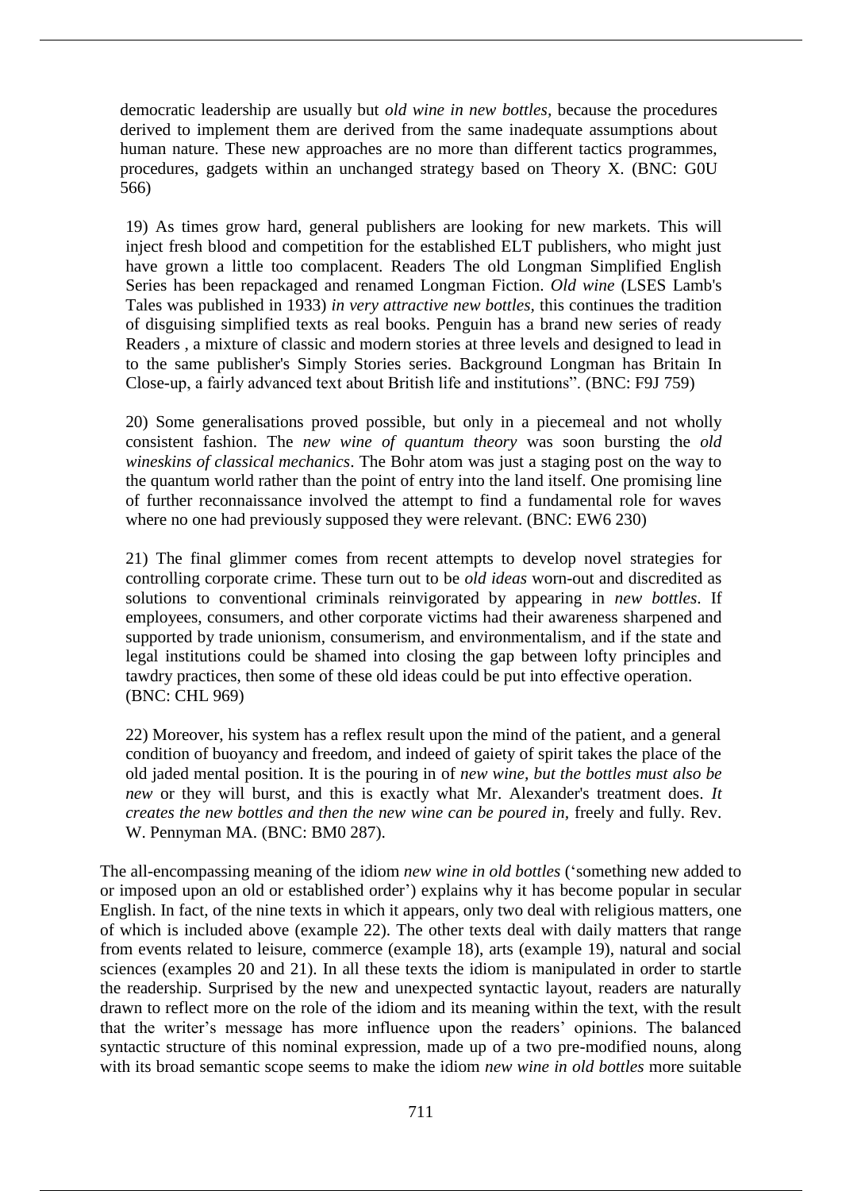democratic leadership are usually but *old wine in new bottles*, because the procedures derived to implement them are derived from the same inadequate assumptions about human nature. These new approaches are no more than different tactics programmes, procedures, gadgets within an unchanged strategy based on Theory X. (BNC: G0U 566)

19) As times grow hard, general publishers are looking for new markets. This will inject fresh blood and competition for the established ELT publishers, who might just have grown a little too complacent. Readers The old Longman Simplified English Series has been repackaged and renamed Longman Fiction. *Old wine* (LSES Lamb's Tales was published in 1933) *in very attractive new bottles*, this continues the tradition of disguising simplified texts as real books. Penguin has a brand new series of ready Readers , a mixture of classic and modern stories at three levels and designed to lead in to the same publisher's Simply Stories series. Background Longman has Britain In Close-up, a fairly advanced text about British life and institutions". (BNC: F9J 759)

20) Some generalisations proved possible, but only in a piecemeal and not wholly consistent fashion. The *new wine of quantum theory* was soon bursting the *old wineskins of classical mechanics*. The Bohr atom was just a staging post on the way to the quantum world rather than the point of entry into the land itself. One promising line of further reconnaissance involved the attempt to find a fundamental role for waves where no one had previously supposed they were relevant. (BNC: EW6 230)

21) The final glimmer comes from recent attempts to develop novel strategies for controlling corporate crime. These turn out to be *old ideas* worn-out and discredited as solutions to conventional criminals reinvigorated by appearing in *new bottles*. If employees, consumers, and other corporate victims had their awareness sharpened and supported by trade unionism, consumerism, and environmentalism, and if the state and legal institutions could be shamed into closing the gap between lofty principles and tawdry practices, then some of these old ideas could be put into effective operation. (BNC: CHL 969)

22) Moreover, his system has a reflex result upon the mind of the patient, and a general condition of buoyancy and freedom, and indeed of gaiety of spirit takes the place of the old jaded mental position. It is the pouring in of *new wine, but the bottles must also be new* or they will burst, and this is exactly what Mr. Alexander's treatment does. *It creates the new bottles and then the new wine can be poured in*, freely and fully. Rev. W. Pennyman MA. (BNC: BM0 287).

The all-encompassing meaning of the idiom *new wine in old bottles* ('something new added to or imposed upon an old or established order') explains why it has become popular in secular English. In fact, of the nine texts in which it appears, only two deal with religious matters, one of which is included above (example 22). The other texts deal with daily matters that range from events related to leisure, commerce (example 18), arts (example 19), natural and social sciences (examples 20 and 21). In all these texts the idiom is manipulated in order to startle the readership. Surprised by the new and unexpected syntactic layout, readers are naturally drawn to reflect more on the role of the idiom and its meaning within the text, with the result that the writer's message has more influence upon the readers' opinions. The balanced syntactic structure of this nominal expression, made up of a two pre-modified nouns, along with its broad semantic scope seems to make the idiom *new wine in old bottles* more suitable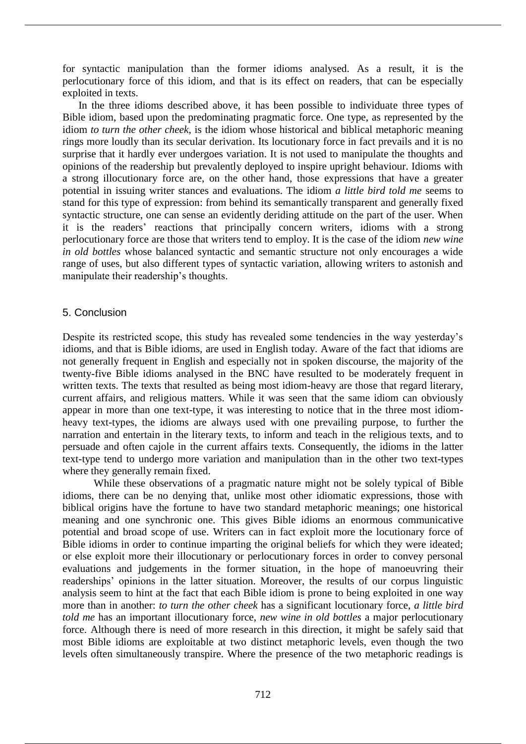for syntactic manipulation than the former idioms analysed. As a result, it is the perlocutionary force of this idiom, and that is its effect on readers, that can be especially exploited in texts.

In the three idioms described above, it has been possible to individuate three types of Bible idiom, based upon the predominating pragmatic force. One type, as represented by the idiom *to turn the other cheek*, is the idiom whose historical and biblical metaphoric meaning rings more loudly than its secular derivation. Its locutionary force in fact prevails and it is no surprise that it hardly ever undergoes variation. It is not used to manipulate the thoughts and opinions of the readership but prevalently deployed to inspire upright behaviour. Idioms with a strong illocutionary force are, on the other hand, those expressions that have a greater potential in issuing writer stances and evaluations. The idiom *a little bird told me* seems to stand for this type of expression: from behind its semantically transparent and generally fixed syntactic structure, one can sense an evidently deriding attitude on the part of the user. When it is the readers' reactions that principally concern writers, idioms with a strong perlocutionary force are those that writers tend to employ. It is the case of the idiom *new wine in old bottles* whose balanced syntactic and semantic structure not only encourages a wide range of uses, but also different types of syntactic variation, allowing writers to astonish and manipulate their readership's thoughts.

## 5. Conclusion

Despite its restricted scope, this study has revealed some tendencies in the way yesterday's idioms, and that is Bible idioms, are used in English today. Aware of the fact that idioms are not generally frequent in English and especially not in spoken discourse, the majority of the twenty-five Bible idioms analysed in the BNC have resulted to be moderately frequent in written texts. The texts that resulted as being most idiom-heavy are those that regard literary, current affairs, and religious matters. While it was seen that the same idiom can obviously appear in more than one text-type, it was interesting to notice that in the three most idiom-heavy text-types, the idioms are always used with one prevailing purpose, to further the narration and entertain in the literary texts, to inform and teach in the religious texts, and to persuade and often cajole in the current affairs texts. Consequently, the idioms in the latter text-type tend to undergo more variation and manipulation than in the other two text-types where they generally remain fixed.

While these observations of a pragmatic nature might not be solely typical of Bible idioms, there can be no denying that, unlike most other idiomatic expressions, those with biblical origins have the fortune to have two standard metaphoric meanings; one historical meaning and one synchronic one. This gives Bible idioms an enormous communicative potential and broad scope of use. Writers can in fact exploit more the locutionary force of Bible idioms in order to continue imparting the original beliefs for which they were ideated; or else exploit more their illocutionary or perlocutionary forces in order to convey personal evaluations and judgements in the former situation, in the hope of manoeuvring their readerships' opinions in the latter situation. Moreover, the results of our corpus linguistic analysis seem to hint at the fact that each Bible idiom is prone to being exploited in one way more than in another: *to turn the other cheek* has a significant locutionary force, *a little bird told me* has an important illocutionary force, *new wine in old bottles* a major perlocutionary force. Although there is need of more research in this direction, it might be safely said that most Bible idioms are exploitable at two distinct metaphoric levels, even though the two levels often simultaneously transpire. Where the presence of the two metaphoric readings is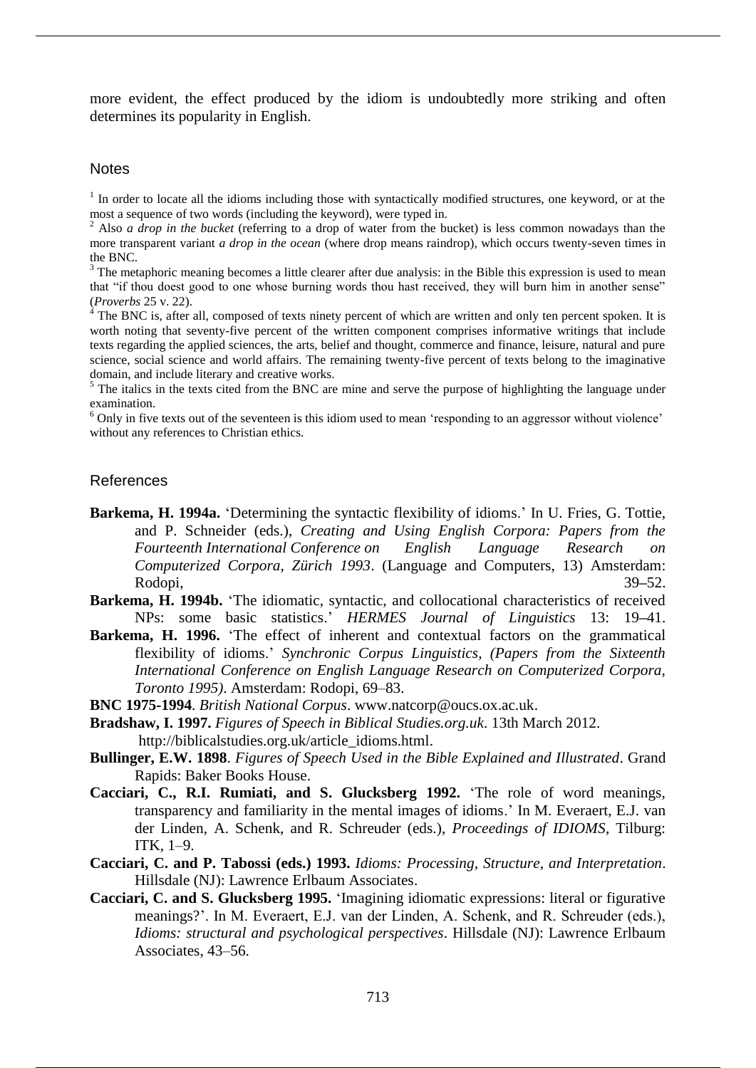more evident, the effect produced by the idiom is undoubtedly more striking and often determines its popularity in English.

## Notes

[1] In order to locate all the idioms including those with syntactically modified structures, one keyword, or at the most a sequence of two words (including the keyword), were typed in.

[2] Also *a drop in the bucket* (referring to a drop of water from the bucket) is less common nowadays than the more transparent variant *a drop in the ocean* (where drop means raindrop), which occurs twenty-seven times in the BNC.

[3] The metaphoric meaning becomes a little clearer after due analysis: in the Bible this expression is used to mean that "if thou doest good to one whose burning words thou hast received, they will burn him in another sense" (*Proverbs* 25 v. 22).

[4] The BNC is, after all, composed of texts ninety percent of which are written and only ten percent spoken. It is worth noting that seventy-five percent of the written component comprises informative writings that include texts regarding the applied sciences, the arts, belief and thought, commerce and finance, leisure, natural and pure science, social science and world affairs. The remaining twenty-five percent of texts belong to the imaginative domain, and include literary and creative works.

[5] The italics in the texts cited from the BNC are mine and serve the purpose of highlighting the language under examination.

[6] Only in five texts out of the seventeen is this idiom used to mean 'responding to an aggressor without violence' without any references to Christian ethics.

## References

**Barkema, H. 1994a.** 'Determining the syntactic flexibility of idioms.' In U. Fries, G. Tottie, and P. Schneider (eds.), *Creating and Using English Corpora: Papers from the Fourteenth International Conference on English Language Research on Computerized Corpora, Zürich 1993*. (Language and Computers, 13) Amsterdam: Rodopi, 39–52.

**Barkema, H. 1994b.** 'The idiomatic, syntactic, and collocational characteristics of received NPs: some basic statistics.' *HERMES Journal of Linguistics* 13: 19–41.

**Barkema, H. 1996.** 'The effect of inherent and contextual factors on the grammatical flexibility of idioms.' *Synchronic Corpus Linguistics, (Papers from the Sixteenth International Conference on English Language Research on Computerized Corpora, Toronto 1995)*. Amsterdam: Rodopi, 69–83.

**BNC 1975-1994**. *British National Corpus*. www.natcorp@oucs.ox.ac.uk.

**Bradshaw, I. 1997.** *Figures of Speech in Biblical Studies.org.uk*. 13th March 2012. http://biblicalstudies.org.uk/article_idioms.html.

**Bullinger, E.W. 1898**. *Figures of Speech Used in the Bible Explained and Illustrated*. Grand Rapids: Baker Books House.

**Cacciari, C., R.I. Rumiati, and S. Glucksberg 1992.** 'The role of word meanings, transparency and familiarity in the mental images of idioms.' In M. Everaert, E.J. van der Linden, A. Schenk, and R. Schreuder (eds.), *Proceedings of IDIOMS*, Tilburg: ITK, 1–9.

**Cacciari, C. and P. Tabossi (eds.) 1993.** *Idioms: Processing, Structure, and Interpretation*. Hillsdale (NJ): Lawrence Erlbaum Associates.

**Cacciari, C. and S. Glucksberg 1995.** 'Imagining idiomatic expressions: literal or figurative meanings?'. In M. Everaert, E.J. van der Linden, A. Schenk, and R. Schreuder (eds.), *Idioms: structural and psychological perspectives*. Hillsdale (NJ): Lawrence Erlbaum Associates, 43–56.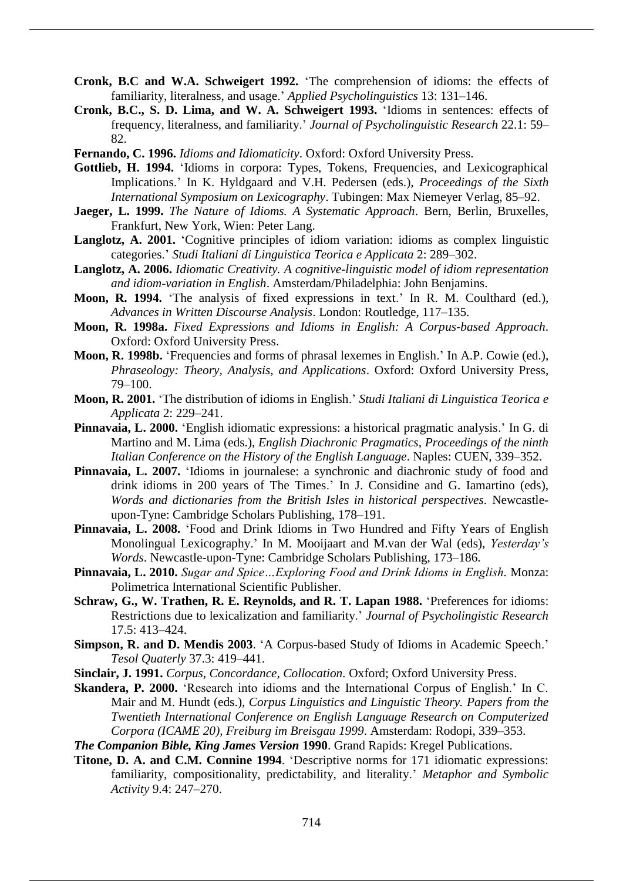**Cronk, B.C and W.A. Schweigert 1992.** 'The comprehension of idioms: the effects of familiarity, literalness, and usage.' *Applied Psycholinguistics* 13: 131–146.

**Cronk, B.C., S. D. Lima, and W. A. Schweigert 1993.** 'Idioms in sentences: effects of frequency, literalness, and familiarity.' *Journal of Psycholinguistic Research* 22.1: 59–82.

**Fernando, C. 1996.** *Idioms and Idiomaticity*. Oxford: Oxford University Press.

**Gottlieb, H. 1994.** 'Idioms in corpora: Types, Tokens, Frequencies, and Lexicographical Implications.' In K. Hyldgaard and V.H. Pedersen (eds.), *Proceedings of the Sixth International Symposium on Lexicography*. Tubingen: Max Niemeyer Verlag, 85–92.

**Jaeger, L. 1999.** *The Nature of Idioms. A Systematic Approach*. Bern, Berlin, Bruxelles, Frankfurt, New York, Wien: Peter Lang.

**Langlotz, A. 2001.** 'Cognitive principles of idiom variation: idioms as complex linguistic categories.' *Studi Italiani di Linguistica Teorica e Applicata* 2: 289–302.

**Langlotz, A. 2006.** *Idiomatic Creativity. A cognitive-linguistic model of idiom representation and idiom-variation in English*. Amsterdam/Philadelphia: John Benjamins.

**Moon, R. 1994.** 'The analysis of fixed expressions in text.' In R. M. Coulthard (ed.), *Advances in Written Discourse Analysis*. London: Routledge, 117–135.

**Moon, R. 1998a.** *Fixed Expressions and Idioms in English: A Corpus-based Approach*. Oxford: Oxford University Press.

**Moon, R. 1998b.** 'Frequencies and forms of phrasal lexemes in English.' In A.P. Cowie (ed.), *Phraseology: Theory, Analysis, and Applications*. Oxford: Oxford University Press, 79–100.

**Moon, R. 2001.** 'The distribution of idioms in English.' *Studi Italiani di Linguistica Teorica e Applicata* 2: 229–241.

**Pinnavaia, L. 2000.** 'English idiomatic expressions: a historical pragmatic analysis.' In G. di Martino and M. Lima (eds.), *English Diachronic Pragmatics, Proceedings of the ninth Italian Conference on the History of the English Language*. Naples: CUEN, 339–352.

**Pinnavaia, L. 2007.** 'Idioms in journalese: a synchronic and diachronic study of food and drink idioms in 200 years of The Times.' In J. Considine and G. Iamartino (eds), *Words and dictionaries from the British Isles in historical perspectives*. Newcastle-upon-Tyne: Cambridge Scholars Publishing, 178–191.

**Pinnavaia, L. 2008.** 'Food and Drink Idioms in Two Hundred and Fifty Years of English Monolingual Lexicography.' In M. Mooijaart and M.van der Wal (eds), *Yesterday's Words*. Newcastle-upon-Tyne: Cambridge Scholars Publishing, 173–186.

**Pinnavaia, L. 2010.** *Sugar and Spice…Exploring Food and Drink Idioms in English*. Monza: Polimetrica International Scientific Publisher.

**Schraw, G., W. Trathen, R. E. Reynolds, and R. T. Lapan 1988.** 'Preferences for idioms: Restrictions due to lexicalization and familiarity.' *Journal of Psycholingistic Research* 17.5: 413–424.

**Simpson, R. and D. Mendis 2003**. 'A Corpus-based Study of Idioms in Academic Speech.' *Tesol Quaterly* 37.3: 419–441.

**Sinclair, J. 1991.** *Corpus, Concordance, Collocation*. Oxford; Oxford University Press.

**Skandera, P. 2000.** 'Research into idioms and the International Corpus of English.' In C. Mair and M. Hundt (eds.), *Corpus Linguistics and Linguistic Theory. Papers from the Twentieth International Conference on English Language Research on Computerized Corpora (ICAME 20), Freiburg im Breisgau 1999*. Amsterdam: Rodopi, 339–353.

***The Companion Bible, King James Version* 1990**. Grand Rapids: Kregel Publications.

**Titone, D. A. and C.M. Connine 1994**. 'Descriptive norms for 171 idiomatic expressions: familiarity, compositionality, predictability, and literality.' *Metaphor and Symbolic Activity* 9.4: 247–270.